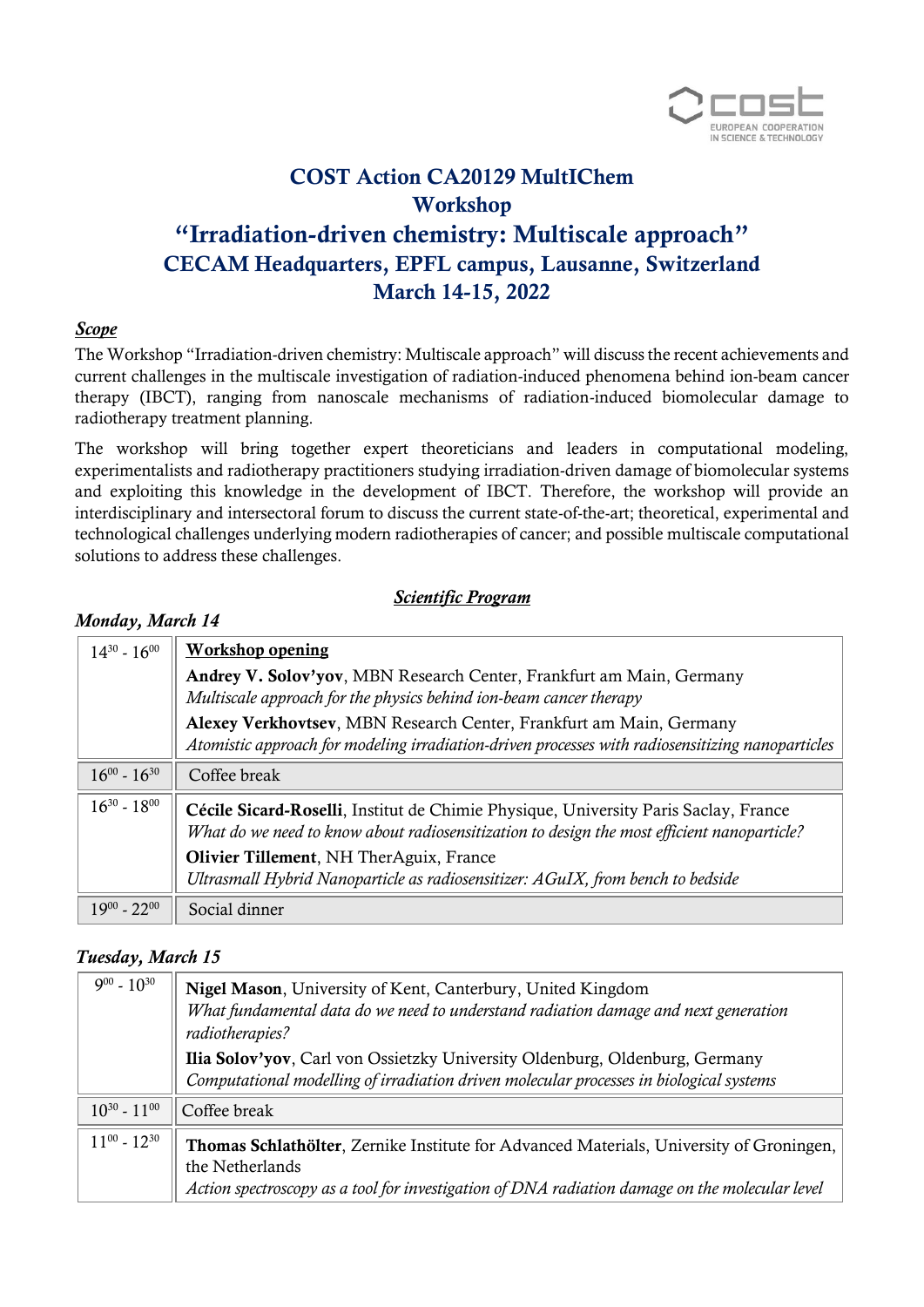# COST Action CA20129 MultIChem
# Workshop
# "Irradiation-driven chemistry: Multiscale approach"
## CECAM Headquarters, EPFL campus, Lausanne, Switzerland
## March 14-15, 2022

***Scope***

The Workshop "Irradiation-driven chemistry: Multiscale approach" will discuss the recent achievements and current challenges in the multiscale investigation of radiation-induced phenomena behind ion-beam cancer therapy (IBCT), ranging from nanoscale mechanisms of radiation-induced biomolecular damage to radiotherapy treatment planning.

The workshop will bring together expert theoreticians and leaders in computational modeling, experimentalists and radiotherapy practitioners studying irradiation-driven damage of biomolecular systems and exploiting this knowledge in the development of IBCT. Therefore, the workshop will provide an interdisciplinary and intersectoral forum to discuss the current state-of-the-art; theoretical, experimental and technological challenges underlying modern radiotherapies of cancer; and possible multiscale computational solutions to address these challenges.

***Scientific Program***

***Monday, March 14***

| | |
|---|---|
| 14:30 - 16:00 | **Workshop opening**<br>**Andrey V. Solov'yov**, MBN Research Center, Frankfurt am Main, Germany<br>*Multiscale approach for the physics behind ion-beam cancer therapy*<br>**Alexey Verkhovtsev**, MBN Research Center, Frankfurt am Main, Germany<br>*Atomistic approach for modeling irradiation-driven processes with radiosensitizing nanoparticles* |
| 16:00 - 16:30 | Coffee break |
| 16:30 - 18:00 | **Cécile Sicard-Roselli**, Institut de Chimie Physique, University Paris Saclay, France<br>*What do we need to know about radiosensitization to design the most efficient nanoparticle?*<br>**Olivier Tillement**, NH TherAguix, France<br>*Ultrasmall Hybrid Nanoparticle as radiosensitizer: AGuIX, from bench to bedside* |
| 19:00 - 22:00 | Social dinner |

***Tuesday, March 15***

| | |
|---|---|
| 9:00 - 10:30 | **Nigel Mason**, University of Kent, Canterbury, United Kingdom<br>*What fundamental data do we need to understand radiation damage and next generation radiotherapies?*<br>**Ilia Solov'yov**, Carl von Ossietzky University Oldenburg, Oldenburg, Germany<br>*Computational modelling of irradiation driven molecular processes in biological systems* |
| 10:30 - 11:00 | Coffee break |
| 11:00 - 12:30 | **Thomas Schlathölter**, Zernike Institute for Advanced Materials, University of Groningen, the Netherlands<br>*Action spectroscopy as a tool for investigation of DNA radiation damage on the molecular level* |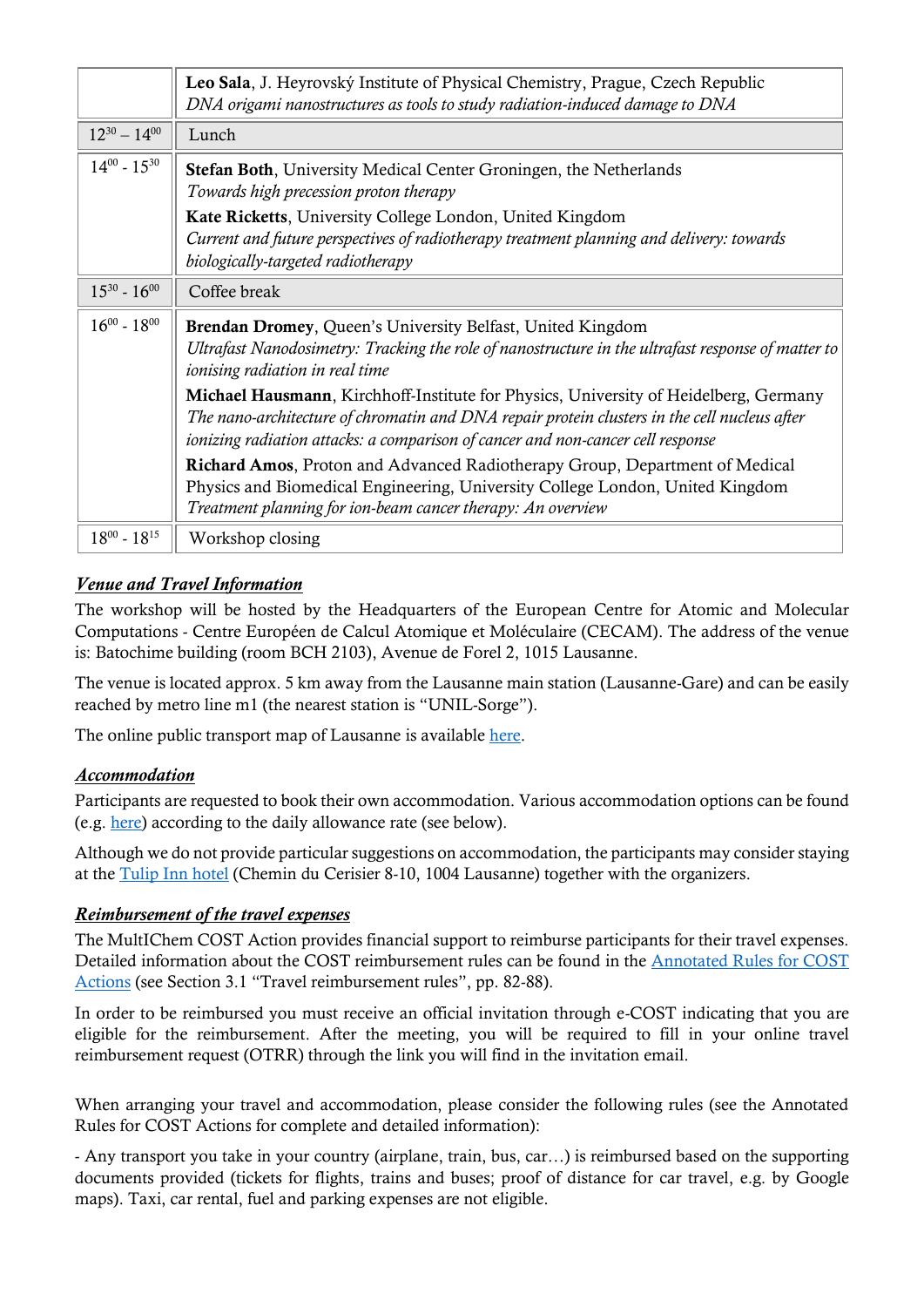| | |
|---|---|
| | **Leo Sala**, J. Heyrovský Institute of Physical Chemistry, Prague, Czech Republic<br>*DNA origami nanostructures as tools to study radiation-induced damage to DNA* |
| $12^{30} – 14^{00}$ | Lunch |
| $14^{00}$ - $15^{30}$ | **Stefan Both**, University Medical Center Groningen, the Netherlands<br>*Towards high precession proton therapy*<br>**Kate Ricketts**, University College London, United Kingdom<br>*Current and future perspectives of radiotherapy treatment planning and delivery: towards biologically-targeted radiotherapy* |
| $15^{30}$ - $16^{00}$ | Coffee break |
| $16^{00}$ - $18^{00}$ | **Brendan Dromey**, Queen's University Belfast, United Kingdom<br>*Ultrafast Nanodosimetry: Tracking the role of nanostructure in the ultrafast response of matter to ionising radiation in real time*<br>**Michael Hausmann**, Kirchhoff-Institute for Physics, University of Heidelberg, Germany<br>*The nano-architecture of chromatin and DNA repair protein clusters in the cell nucleus after ionizing radiation attacks: a comparison of cancer and non-cancer cell response*<br>**Richard Amos**, Proton and Advanced Radiotherapy Group, Department of Medical Physics and Biomedical Engineering, University College London, United Kingdom<br>*Treatment planning for ion-beam cancer therapy: An overview* |
| $18^{00}$ - $18^{15}$ | Workshop closing |

## *Venue and Travel Information*

The workshop will be hosted by the Headquarters of the European Centre for Atomic and Molecular Computations - Centre Européen de Calcul Atomique et Moléculaire (CECAM). The address of the venue is: Batochime building (room BCH 2103), Avenue de Forel 2, 1015 Lausanne.

The venue is located approx. 5 km away from the Lausanne main station (Lausanne-Gare) and can be easily reached by metro line m1 (the nearest station is "UNIL-Sorge").

The online public transport map of Lausanne is available here.

## *Accommodation*

Participants are requested to book their own accommodation. Various accommodation options can be found (e.g. here) according to the daily allowance rate (see below).

Although we do not provide particular suggestions on accommodation, the participants may consider staying at the Tulip Inn hotel (Chemin du Cerisier 8-10, 1004 Lausanne) together with the organizers.

## *Reimbursement of the travel expenses*

The MultIChem COST Action provides financial support to reimburse participants for their travel expenses. Detailed information about the COST reimbursement rules can be found in the Annotated Rules for COST Actions (see Section 3.1 "Travel reimbursement rules", pp. 82-88).

In order to be reimbursed you must receive an official invitation through e-COST indicating that you are eligible for the reimbursement. After the meeting, you will be required to fill in your online travel reimbursement request (OTRR) through the link you will find in the invitation email.

When arranging your travel and accommodation, please consider the following rules (see the Annotated Rules for COST Actions for complete and detailed information):

- Any transport you take in your country (airplane, train, bus, car…) is reimbursed based on the supporting documents provided (tickets for flights, trains and buses; proof of distance for car travel, e.g. by Google maps). Taxi, car rental, fuel and parking expenses are not eligible.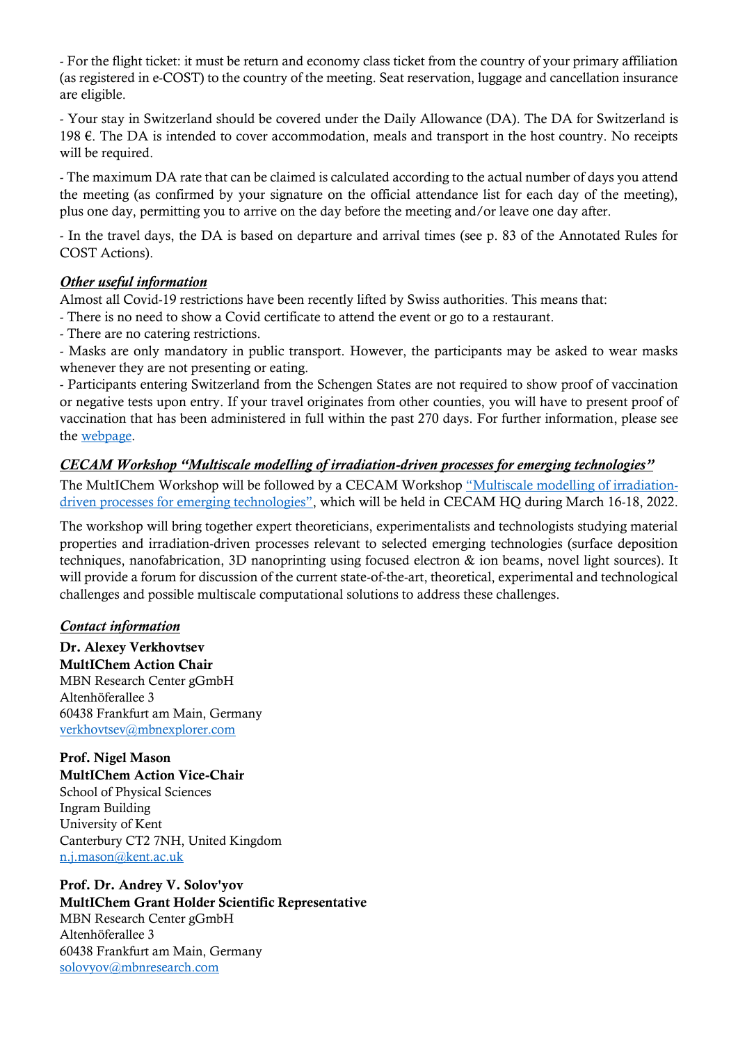- For the flight ticket: it must be return and economy class ticket from the country of your primary affiliation (as registered in e-COST) to the country of the meeting. Seat reservation, luggage and cancellation insurance are eligible.

- Your stay in Switzerland should be covered under the Daily Allowance (DA). The DA for Switzerland is 198 €. The DA is intended to cover accommodation, meals and transport in the host country. No receipts will be required.

- The maximum DA rate that can be claimed is calculated according to the actual number of days you attend the meeting (as confirmed by your signature on the official attendance list for each day of the meeting), plus one day, permitting you to arrive on the day before the meeting and/or leave one day after.

- In the travel days, the DA is based on departure and arrival times (see p. 83 of the Annotated Rules for COST Actions).

***Other useful information***

Almost all Covid-19 restrictions have been recently lifted by Swiss authorities. This means that:
- There is no need to show a Covid certificate to attend the event or go to a restaurant.
- There are no catering restrictions.
- Masks are only mandatory in public transport. However, the participants may be asked to wear masks whenever they are not presenting or eating.
- Participants entering Switzerland from the Schengen States are not required to show proof of vaccination or negative tests upon entry. If your travel originates from other counties, you will have to present proof of vaccination that has been administered in full within the past 270 days. For further information, please see the webpage.

***CECAM Workshop "Multiscale modelling of irradiation-driven processes for emerging technologies"***

The MultIChem Workshop will be followed by a CECAM Workshop "Multiscale modelling of irradiation-driven processes for emerging technologies", which will be held in CECAM HQ during March 16-18, 2022.

The workshop will bring together expert theoreticians, experimentalists and technologists studying material properties and irradiation-driven processes relevant to selected emerging technologies (surface deposition techniques, nanofabrication, 3D nanoprinting using focused electron & ion beams, novel light sources). It will provide a forum for discussion of the current state-of-the-art, theoretical, experimental and technological challenges and possible multiscale computational solutions to address these challenges.

***Contact information***

**Dr. Alexey Verkhovtsev**
**MultIChem Action Chair**
MBN Research Center gGmbH
Altenhöferallee 3
60438 Frankfurt am Main, Germany
verkhovtsev@mbnexplorer.com

**Prof. Nigel Mason**
**MultIChem Action Vice-Chair**
School of Physical Sciences
Ingram Building
University of Kent
Canterbury CT2 7NH, United Kingdom
n.j.mason@kent.ac.uk

**Prof. Dr. Andrey V. Solov'yov**
**MultIChem Grant Holder Scientific Representative**
MBN Research Center gGmbH
Altenhöferallee 3
60438 Frankfurt am Main, Germany
solovyov@mbnresearch.com